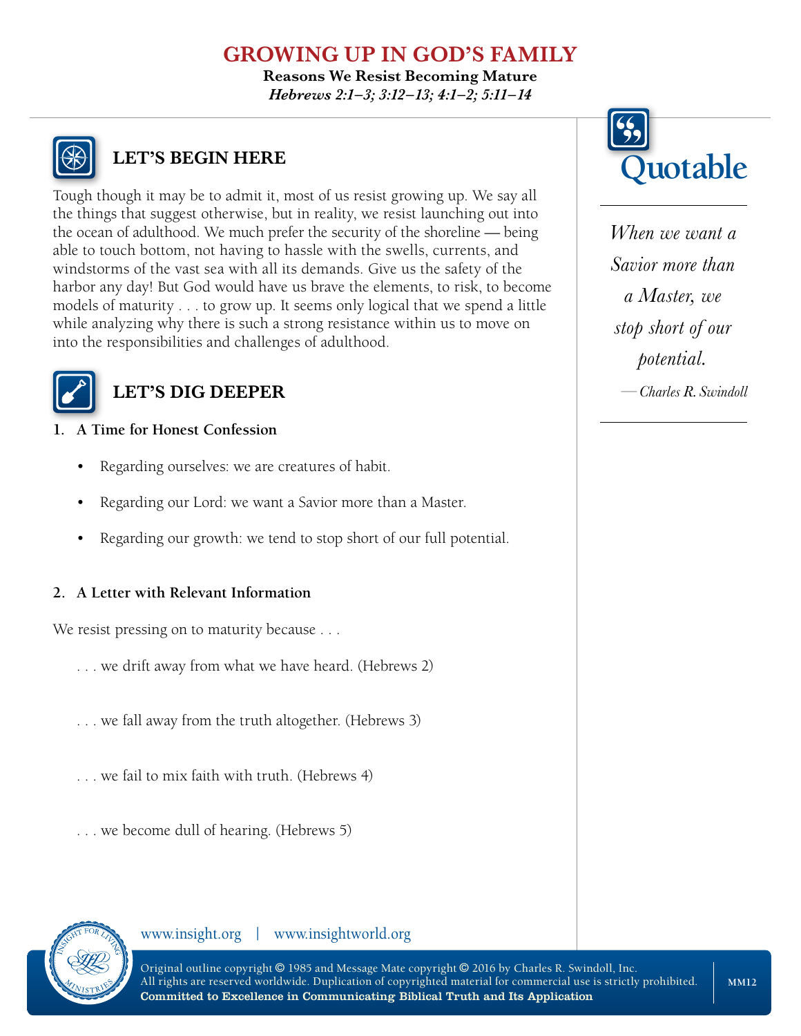# GROWING UP IN GOD'S FAMILY

**Reasons We Resist Becoming Mature**

***Hebrews 2:1–3; 3:12–13; 4:1–2; 5:11–14***

## LET'S BEGIN HERE

Tough though it may be to admit it, most of us resist growing up. We say all the things that suggest otherwise, but in reality, we resist launching out into the ocean of adulthood. We much prefer the security of the shoreline — being able to touch bottom, not having to hassle with the swells, currents, and windstorms of the vast sea with all its demands. Give us the safety of the harbor any day! But God would have us brave the elements, to risk, to become models of maturity . . . to grow up. It seems only logical that we spend a little while analyzing why there is such a strong resistance within us to move on into the responsibilities and challenges of adulthood.

## Quotable

*When we want a Savior more than a Master, we stop short of our potential.*

*— Charles R. Swindoll*

## LET'S DIG DEEPER

**1. A Time for Honest Confession**

- Regarding ourselves: we are creatures of habit.
- Regarding our Lord: we want a Savior more than a Master.
- Regarding our growth: we tend to stop short of our full potential.

**2. A Letter with Relevant Information**

We resist pressing on to maturity because . . .

. . . we drift away from what we have heard. (Hebrews 2)

. . . we fall away from the truth altogether. (Hebrews 3)

. . . we fail to mix faith with truth. (Hebrews 4)

. . . we become dull of hearing. (Hebrews 5)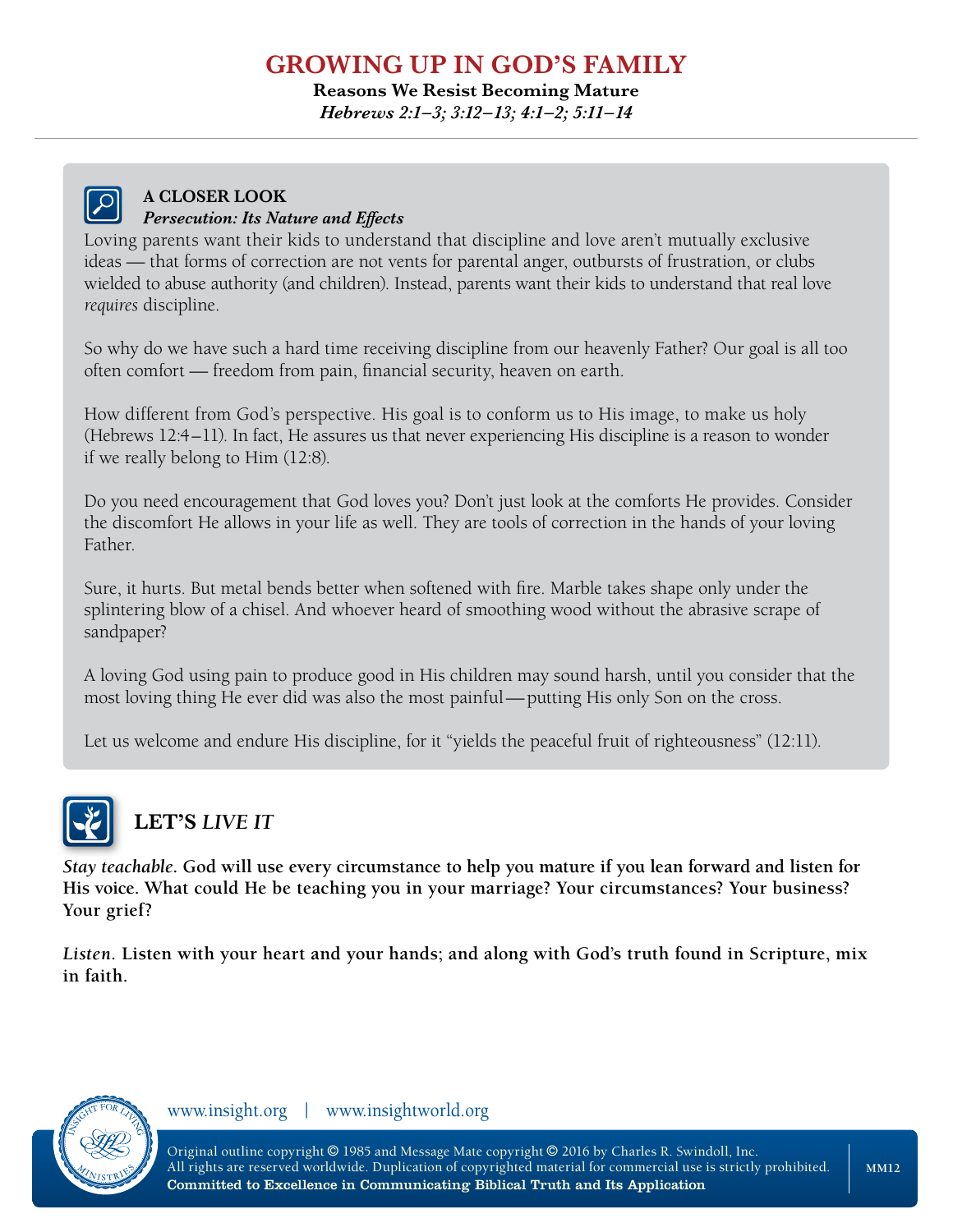# GROWING UP IN GOD'S FAMILY

**Reasons We Resist Becoming Mature**

***Hebrews 2:1–3; 3:12–13; 4:1–2; 5:11–14***

---

### A CLOSER LOOK

***Persecution: Its Nature and Effects***

Loving parents want their kids to understand that discipline and love aren't mutually exclusive ideas — that forms of correction are not vents for parental anger, outbursts of frustration, or clubs wielded to abuse authority (and children). Instead, parents want their kids to understand that real love *requires* discipline.

So why do we have such a hard time receiving discipline from our heavenly Father? Our goal is all too often comfort — freedom from pain, financial security, heaven on earth.

How different from God's perspective. His goal is to conform us to His image, to make us holy (Hebrews 12:4–11). In fact, He assures us that never experiencing His discipline is a reason to wonder if we really belong to Him (12:8).

Do you need encouragement that God loves you? Don't just look at the comforts He provides. Consider the discomfort He allows in your life as well. They are tools of correction in the hands of your loving Father.

Sure, it hurts. But metal bends better when softened with fire. Marble takes shape only under the splintering blow of a chisel. And whoever heard of smoothing wood without the abrasive scrape of sandpaper?

A loving God using pain to produce good in His children may sound harsh, until you consider that the most loving thing He ever did was also the most painful — putting His only Son on the cross.

Let us welcome and endure His discipline, for it "yields the peaceful fruit of righteousness" (12:11).

## LET'S *LIVE IT*

***Stay teachable.*** **God will use every circumstance to help you mature if you lean forward and listen for His voice. What could He be teaching you in your marriage? Your circumstances? Your business? Your grief?**

***Listen.*** **Listen with your heart and your hands; and along with God's truth found in Scripture, mix in faith.**

www.insight.org | www.insightworld.org

Original outline copyright © 1985 and Message Mate copyright © 2016 by Charles R. Swindoll, Inc.
All rights are reserved worldwide. Duplication of copyrighted material for commercial use is strictly prohibited.
**Committed to Excellence in Communicating Biblical Truth and Its Application**

MM12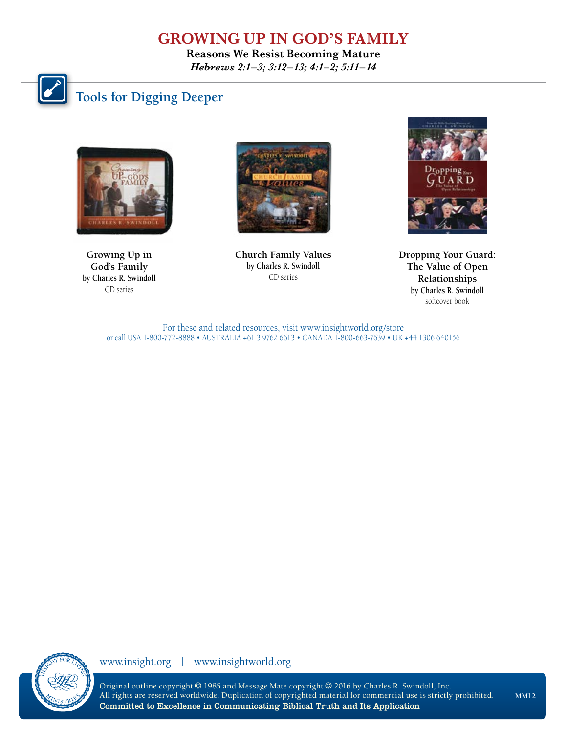# GROWING UP IN GOD'S FAMILY

**Reasons We Resist Becoming Mature**

***Hebrews 2:1–3; 3:12–13; 4:1–2; 5:11–14***

## Tools for Digging Deeper

**Growing Up in God's Family**
by Charles R. Swindoll
CD series

**Church Family Values**
by Charles R. Swindoll
CD series

**Dropping Your Guard: The Value of Open Relationships**
by Charles R. Swindoll
softcover book

For these and related resources, visit www.insightworld.org/store
or call USA 1-800-772-8888 • AUSTRALIA +61 3 9762 6613 • CANADA 1-800-663-7639 • UK +44 1306 640156

www.insight.org | www.insightworld.org

Original outline copyright © 1985 and Message Mate copyright © 2016 by Charles R. Swindoll, Inc.
All rights are reserved worldwide. Duplication of copyrighted material for commercial use is strictly prohibited.
**Committed to Excellence in Communicating Biblical Truth and Its Application**

MM12